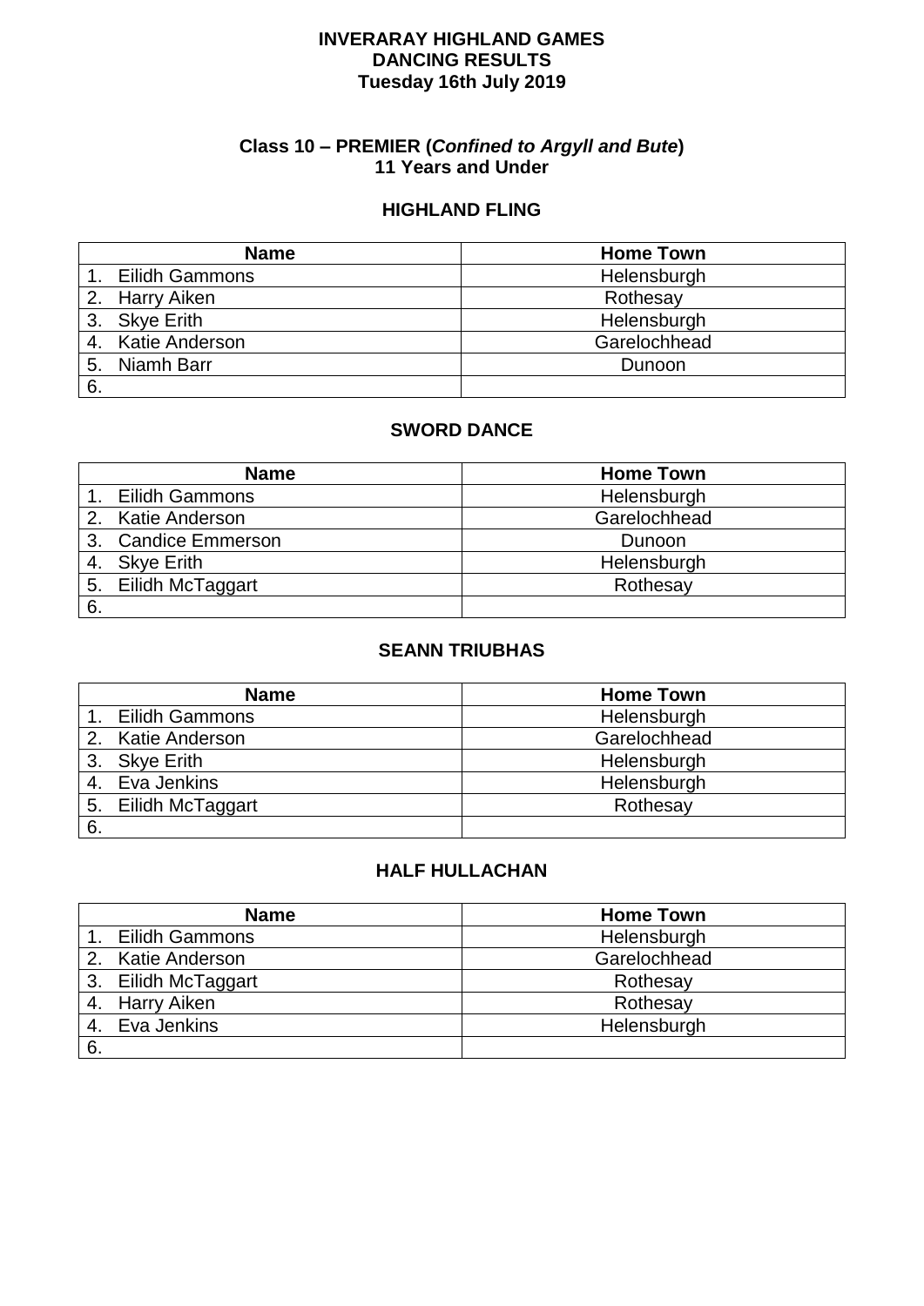# INVERARAY HIGHLAND GAMES
# DANCING RESULTS
# Tuesday 16th July 2019

## Class 10 – PREMIER (*Confined to Argyll and Bute*)
## 11 Years and Under

### HIGHLAND FLING

| Name | Home Town |
|---|---|
| 1. Eilidh Gammons | Helensburgh |
| 2. Harry Aiken | Rothesay |
| 3. Skye Erith | Helensburgh |
| 4. Katie Anderson | Garelochhead |
| 5. Niamh Barr | Dunoon |
| 6. | |

### SWORD DANCE

| Name | Home Town |
|---|---|
| 1. Eilidh Gammons | Helensburgh |
| 2. Katie Anderson | Garelochhead |
| 3. Candice Emmerson | Dunoon |
| 4. Skye Erith | Helensburgh |
| 5. Eilidh McTaggart | Rothesay |
| 6. | |

### SEANN TRIUBHAS

| Name | Home Town |
|---|---|
| 1. Eilidh Gammons | Helensburgh |
| 2. Katie Anderson | Garelochhead |
| 3. Skye Erith | Helensburgh |
| 4. Eva Jenkins | Helensburgh |
| 5. Eilidh McTaggart | Rothesay |
| 6. | |

### HALF HULLACHAN

| Name | Home Town |
|---|---|
| 1. Eilidh Gammons | Helensburgh |
| 2. Katie Anderson | Garelochhead |
| 3. Eilidh McTaggart | Rothesay |
| 4. Harry Aiken | Rothesay |
| 4. Eva Jenkins | Helensburgh |
| 6. | |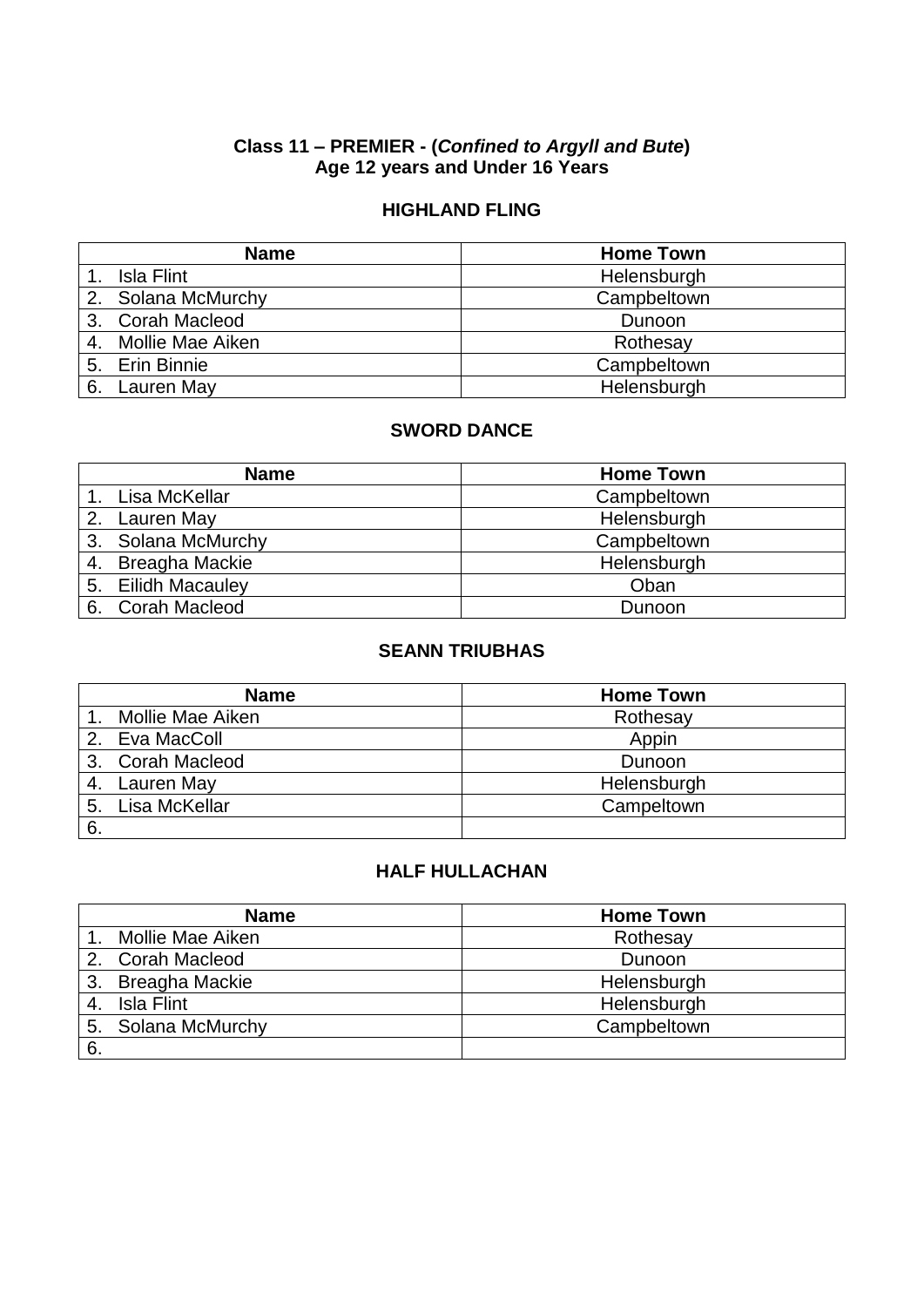**Class 11 – PREMIER - (*Confined to Argyll and Bute*)**
**Age 12 years and Under 16 Years**

### HIGHLAND FLING

| Name | Home Town |
|---|---|
| 1. Isla Flint | Helensburgh |
| 2. Solana McMurchy | Campbeltown |
| 3. Corah Macleod | Dunoon |
| 4. Mollie Mae Aiken | Rothesay |
| 5. Erin Binnie | Campbeltown |
| 6. Lauren May | Helensburgh |

### SWORD DANCE

| Name | Home Town |
|---|---|
| 1. Lisa McKellar | Campbeltown |
| 2. Lauren May | Helensburgh |
| 3. Solana McMurchy | Campbeltown |
| 4. Breagha Mackie | Helensburgh |
| 5. Eilidh Macauley | Oban |
| 6. Corah Macleod | Dunoon |

### SEANN TRIUBHAS

| Name | Home Town |
|---|---|
| 1. Mollie Mae Aiken | Rothesay |
| 2. Eva MacColl | Appin |
| 3. Corah Macleod | Dunoon |
| 4. Lauren May | Helensburgh |
| 5. Lisa McKellar | Campeltown |
| 6. | |

### HALF HULLACHAN

| Name | Home Town |
|---|---|
| 1. Mollie Mae Aiken | Rothesay |
| 2. Corah Macleod | Dunoon |
| 3. Breagha Mackie | Helensburgh |
| 4. Isla Flint | Helensburgh |
| 5. Solana McMurchy | Campbeltown |
| 6. | |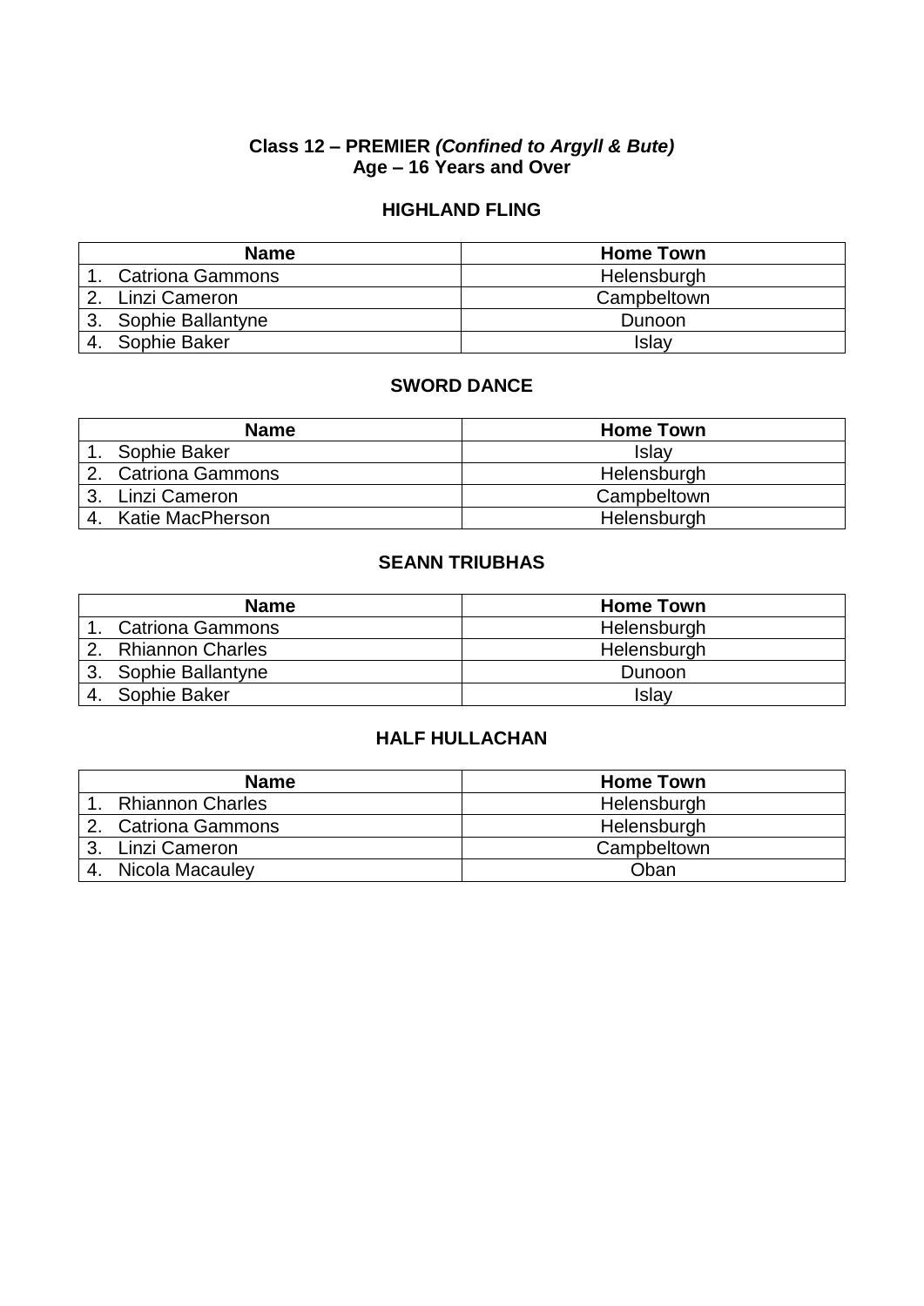**Class 12 – PREMIER *(Confined to Argyll & Bute)***
**Age – 16 Years and Over**

### HIGHLAND FLING

| Name | Home Town |
|---|---|
| 1. Catriona Gammons | Helensburgh |
| 2. Linzi Cameron | Campbeltown |
| 3. Sophie Ballantyne | Dunoon |
| 4. Sophie Baker | Islay |

### SWORD DANCE

| Name | Home Town |
|---|---|
| 1. Sophie Baker | Islay |
| 2. Catriona Gammons | Helensburgh |
| 3. Linzi Cameron | Campbeltown |
| 4. Katie MacPherson | Helensburgh |

### SEANN TRIUBHAS

| Name | Home Town |
|---|---|
| 1. Catriona Gammons | Helensburgh |
| 2. Rhiannon Charles | Helensburgh |
| 3. Sophie Ballantyne | Dunoon |
| 4. Sophie Baker | Islay |

### HALF HULLACHAN

| Name | Home Town |
|---|---|
| 1. Rhiannon Charles | Helensburgh |
| 2. Catriona Gammons | Helensburgh |
| 3. Linzi Cameron | Campbeltown |
| 4. Nicola Macauley | Oban |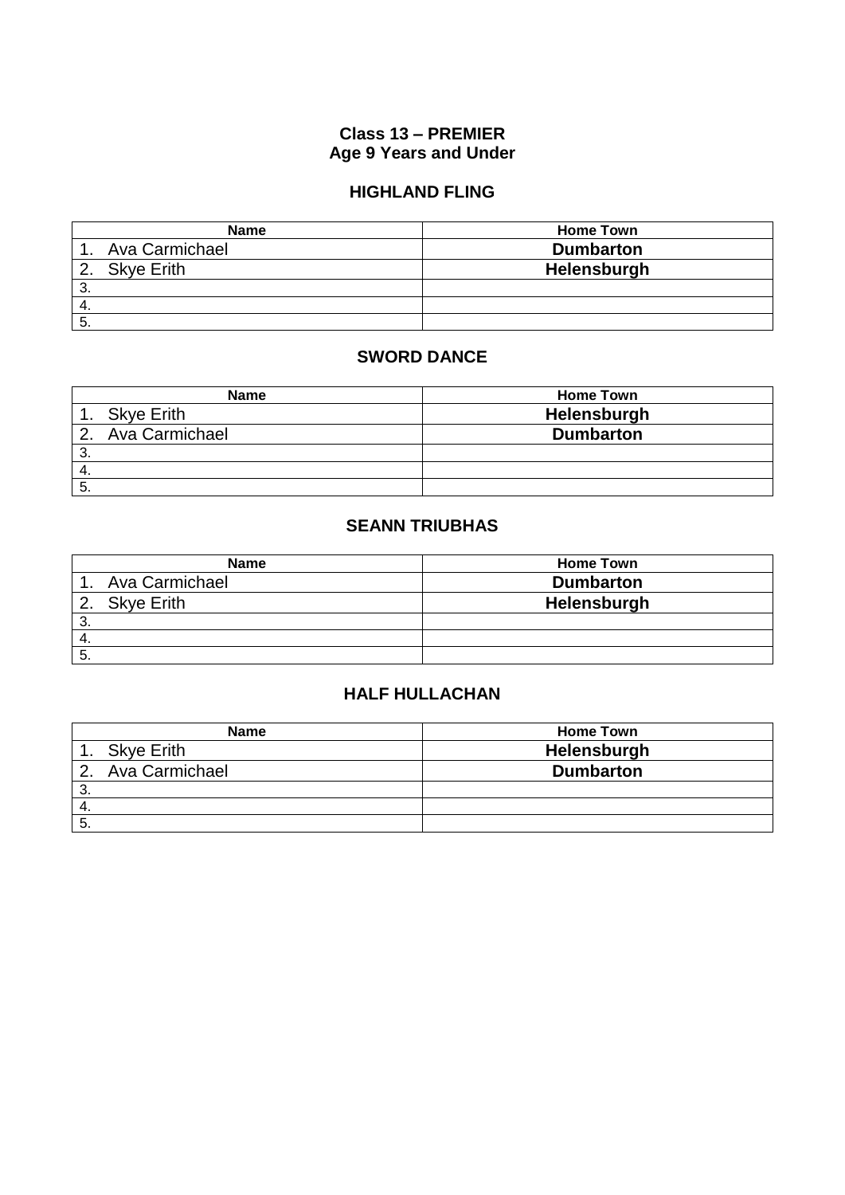**Class 13 – PREMIER**
**Age 9 Years and Under**

### HIGHLAND FLING

| Name | Home Town |
| --- | --- |
| 1. Ava Carmichael | **Dumbarton** |
| 2. Skye Erith | **Helensburgh** |
| 3. | |
| 4. | |
| 5. | |

### SWORD DANCE

| Name | Home Town |
| --- | --- |
| 1. Skye Erith | **Helensburgh** |
| 2. Ava Carmichael | **Dumbarton** |
| 3. | |
| 4. | |
| 5. | |

### SEANN TRIUBHAS

| Name | Home Town |
| --- | --- |
| 1. Ava Carmichael | **Dumbarton** |
| 2. Skye Erith | **Helensburgh** |
| 3. | |
| 4. | |
| 5. | |

### HALF HULLACHAN

| Name | Home Town |
| --- | --- |
| 1. Skye Erith | **Helensburgh** |
| 2. Ava Carmichael | **Dumbarton** |
| 3. | |
| 4. | |
| 5. | |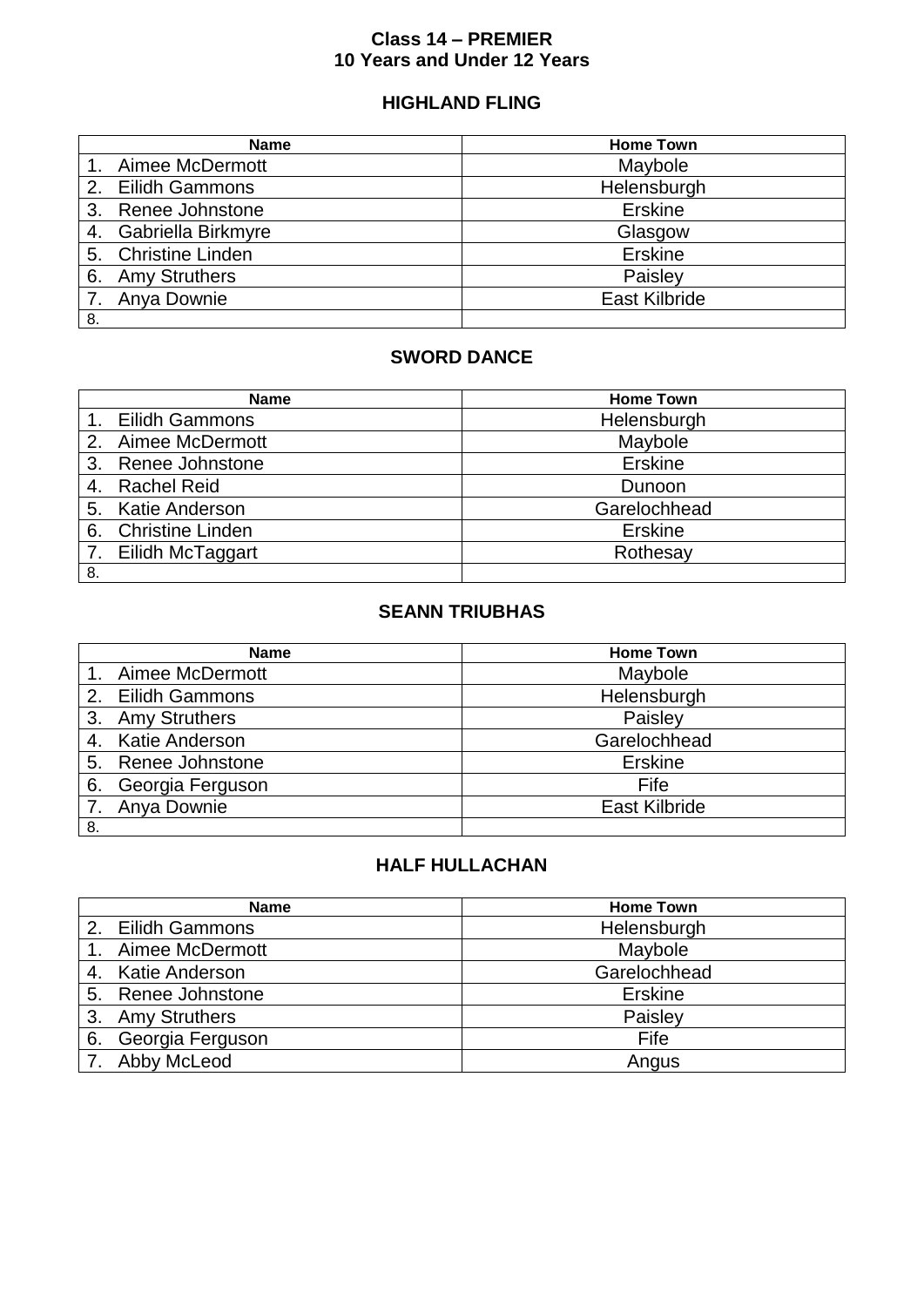**Class 14 – PREMIER**
**10 Years and Under 12 Years**

### HIGHLAND FLING

| Name | Home Town |
|---|---|
| 1. Aimee McDermott | Maybole |
| 2. Eilidh Gammons | Helensburgh |
| 3. Renee Johnstone | Erskine |
| 4. Gabriella Birkmyre | Glasgow |
| 5. Christine Linden | Erskine |
| 6. Amy Struthers | Paisley |
| 7. Anya Downie | East Kilbride |
| 8. | |

### SWORD DANCE

| Name | Home Town |
|---|---|
| 1. Eilidh Gammons | Helensburgh |
| 2. Aimee McDermott | Maybole |
| 3. Renee Johnstone | Erskine |
| 4. Rachel Reid | Dunoon |
| 5. Katie Anderson | Garelochhead |
| 6. Christine Linden | Erskine |
| 7. Eilidh McTaggart | Rothesay |
| 8. | |

### SEANN TRIUBHAS

| Name | Home Town |
|---|---|
| 1. Aimee McDermott | Maybole |
| 2. Eilidh Gammons | Helensburgh |
| 3. Amy Struthers | Paisley |
| 4. Katie Anderson | Garelochhead |
| 5. Renee Johnstone | Erskine |
| 6. Georgia Ferguson | Fife |
| 7. Anya Downie | East Kilbride |
| 8. | |

### HALF HULLACHAN

| Name | Home Town |
|---|---|
| 2. Eilidh Gammons | Helensburgh |
| 1. Aimee McDermott | Maybole |
| 4. Katie Anderson | Garelochhead |
| 5. Renee Johnstone | Erskine |
| 3. Amy Struthers | Paisley |
| 6. Georgia Ferguson | Fife |
| 7. Abby McLeod | Angus |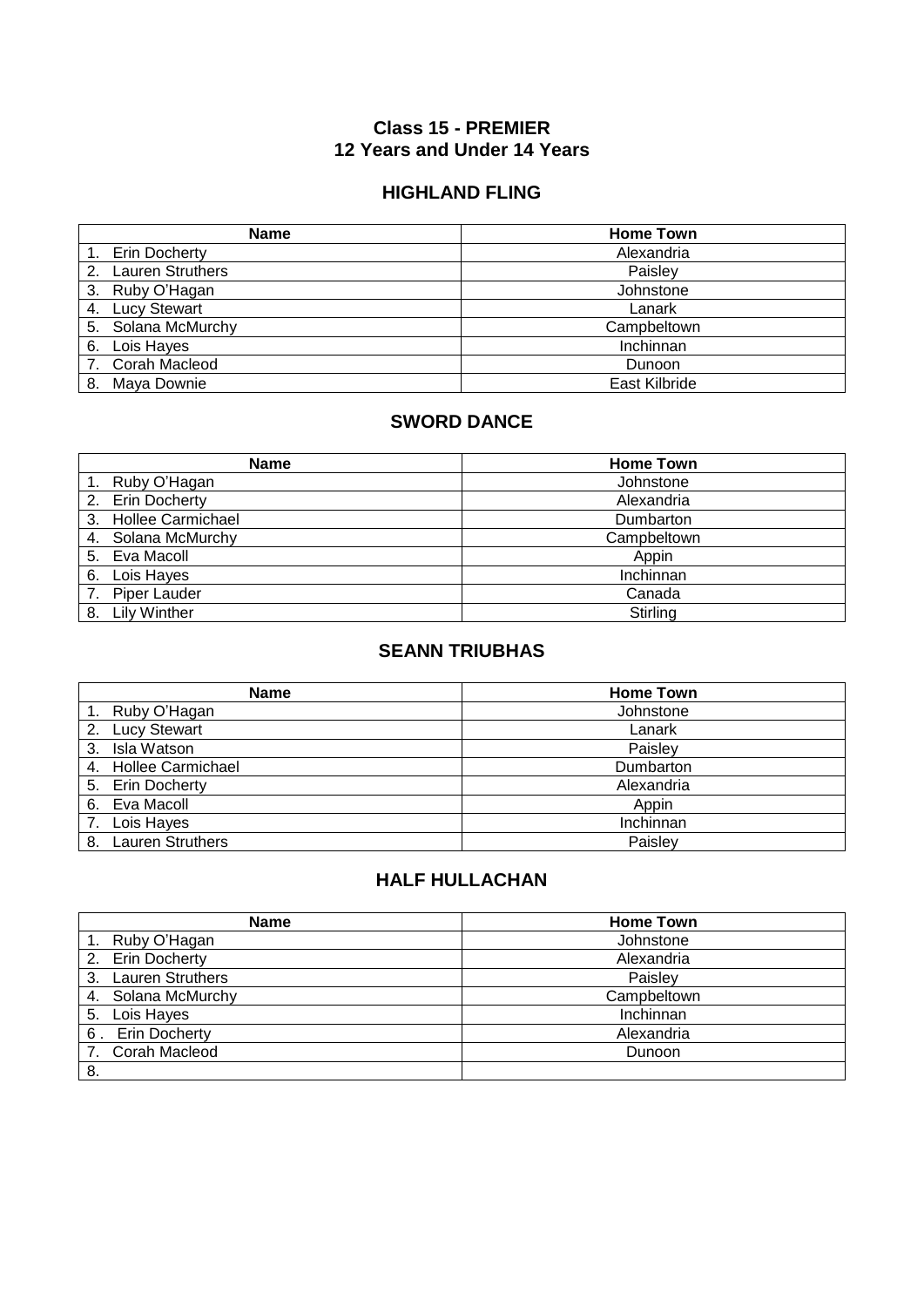## Class 15 - PREMIER
## 12 Years and Under 14 Years

### HIGHLAND FLING

| Name | Home Town |
|---|---|
| 1. Erin Docherty | Alexandria |
| 2. Lauren Struthers | Paisley |
| 3. Ruby O'Hagan | Johnstone |
| 4. Lucy Stewart | Lanark |
| 5. Solana McMurchy | Campbeltown |
| 6. Lois Hayes | Inchinnan |
| 7. Corah Macleod | Dunoon |
| 8. Maya Downie | East Kilbride |

### SWORD DANCE

| Name | Home Town |
|---|---|
| 1. Ruby O'Hagan | Johnstone |
| 2. Erin Docherty | Alexandria |
| 3. Hollee Carmichael | Dumbarton |
| 4. Solana McMurchy | Campbeltown |
| 5. Eva Macoll | Appin |
| 6. Lois Hayes | Inchinnan |
| 7. Piper Lauder | Canada |
| 8. Lily Winther | Stirling |

### SEANN TRIUBHAS

| Name | Home Town |
|---|---|
| 1. Ruby O'Hagan | Johnstone |
| 2. Lucy Stewart | Lanark |
| 3. Isla Watson | Paisley |
| 4. Hollee Carmichael | Dumbarton |
| 5. Erin Docherty | Alexandria |
| 6. Eva Macoll | Appin |
| 7. Lois Hayes | Inchinnan |
| 8. Lauren Struthers | Paisley |

### HALF HULLACHAN

| Name | Home Town |
|---|---|
| 1. Ruby O'Hagan | Johnstone |
| 2. Erin Docherty | Alexandria |
| 3. Lauren Struthers | Paisley |
| 4. Solana McMurchy | Campbeltown |
| 5. Lois Hayes | Inchinnan |
| 6 . Erin Docherty | Alexandria |
| 7. Corah Macleod | Dunoon |
| 8. | |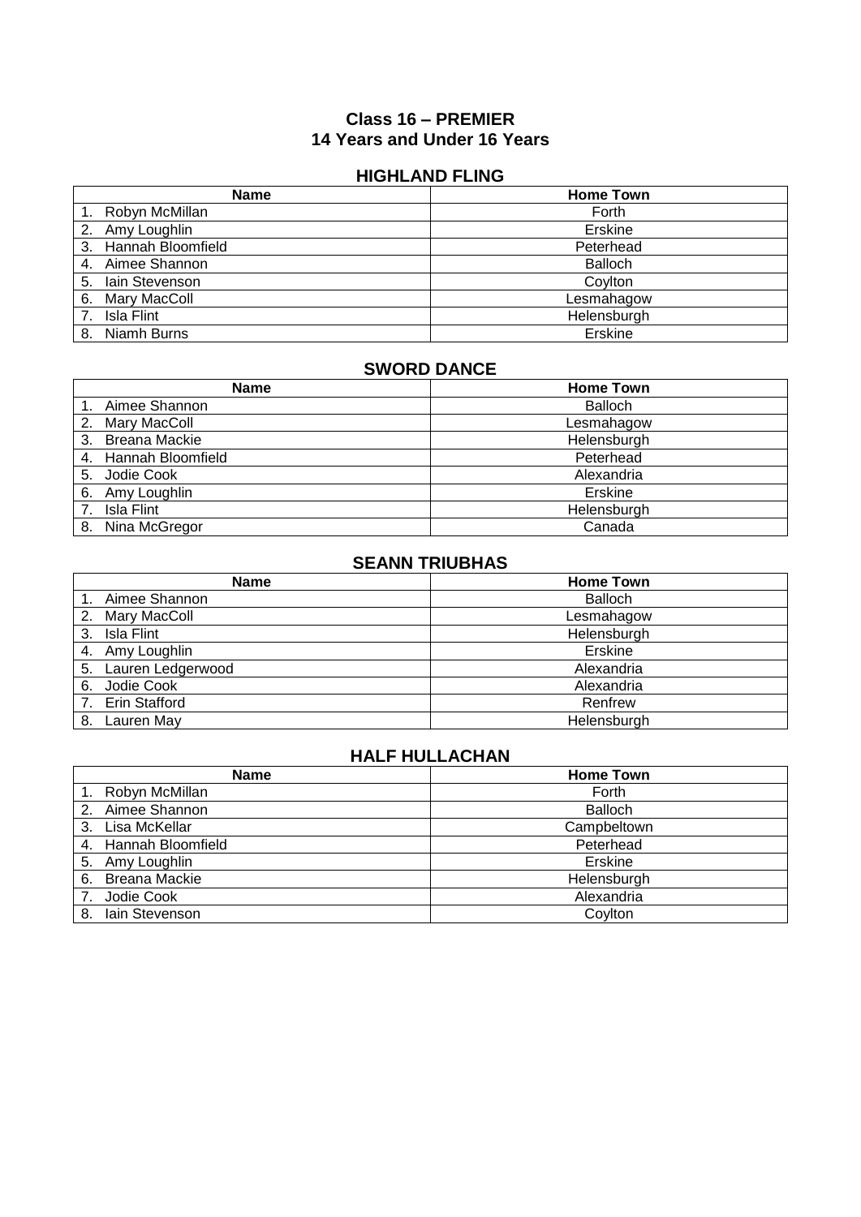## Class 16 – PREMIER
## 14 Years and Under 16 Years

### HIGHLAND FLING

| Name | Home Town |
|---|---|
| 1. Robyn McMillan | Forth |
| 2. Amy Loughlin | Erskine |
| 3. Hannah Bloomfield | Peterhead |
| 4. Aimee Shannon | Balloch |
| 5. Iain Stevenson | Coylton |
| 6. Mary MacColl | Lesmahagow |
| 7. Isla Flint | Helensburgh |
| 8. Niamh Burns | Erskine |

### SWORD DANCE

| Name | Home Town |
|---|---|
| 1. Aimee Shannon | Balloch |
| 2. Mary MacColl | Lesmahagow |
| 3. Breana Mackie | Helensburgh |
| 4. Hannah Bloomfield | Peterhead |
| 5. Jodie Cook | Alexandria |
| 6. Amy Loughlin | Erskine |
| 7. Isla Flint | Helensburgh |
| 8. Nina McGregor | Canada |

### SEANN TRIUBHAS

| Name | Home Town |
|---|---|
| 1. Aimee Shannon | Balloch |
| 2. Mary MacColl | Lesmahagow |
| 3. Isla Flint | Helensburgh |
| 4. Amy Loughlin | Erskine |
| 5. Lauren Ledgerwood | Alexandria |
| 6. Jodie Cook | Alexandria |
| 7. Erin Stafford | Renfrew |
| 8. Lauren May | Helensburgh |

### HALF HULLACHAN

| Name | Home Town |
|---|---|
| 1. Robyn McMillan | Forth |
| 2. Aimee Shannon | Balloch |
| 3. Lisa McKellar | Campbeltown |
| 4. Hannah Bloomfield | Peterhead |
| 5. Amy Loughlin | Erskine |
| 6. Breana Mackie | Helensburgh |
| 7. Jodie Cook | Alexandria |
| 8. Iain Stevenson | Coylton |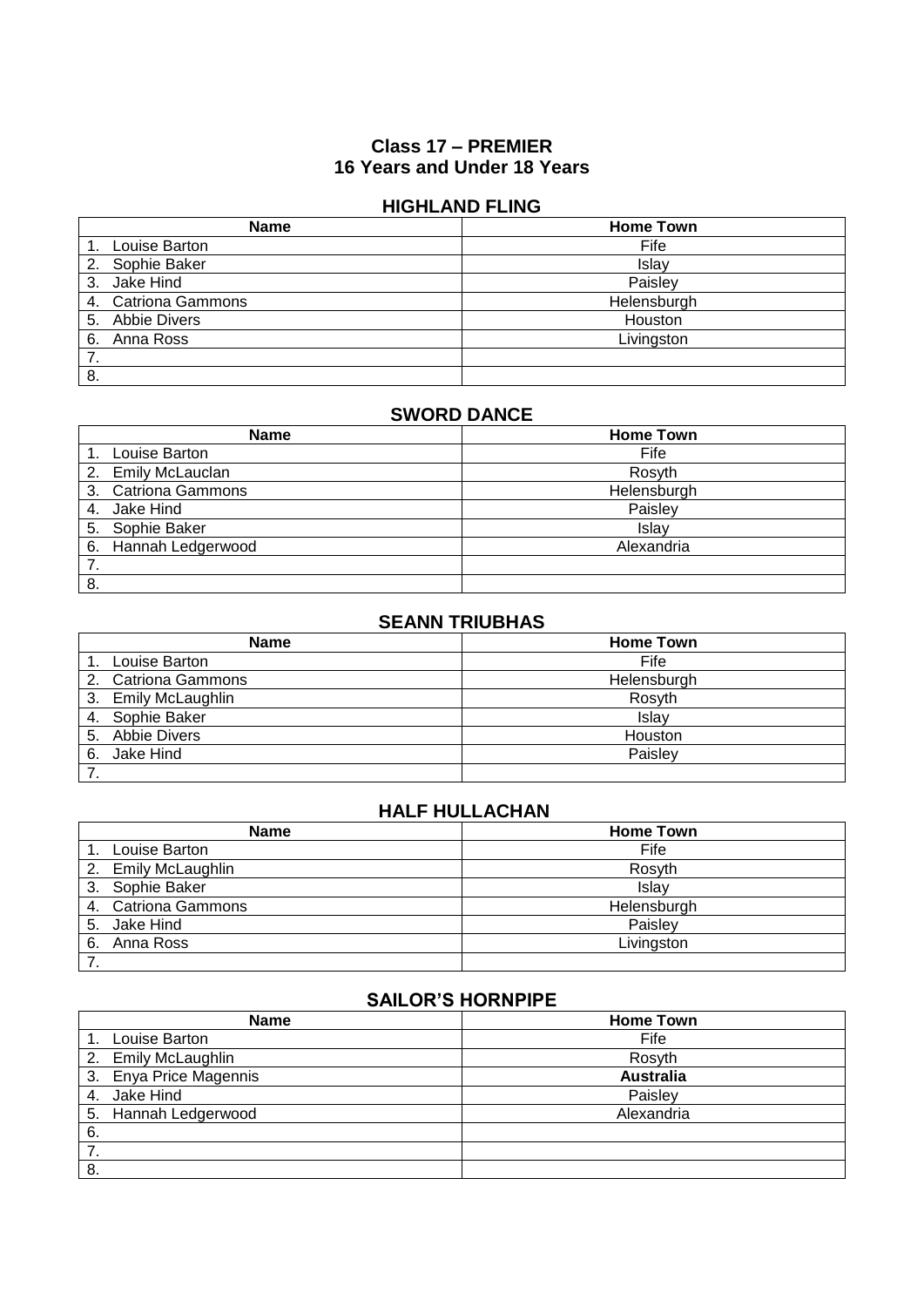## Class 17 – PREMIER
## 16 Years and Under 18 Years

### HIGHLAND FLING

| Name | Home Town |
|---|---|
| 1. Louise Barton | Fife |
| 2. Sophie Baker | Islay |
| 3. Jake Hind | Paisley |
| 4. Catriona Gammons | Helensburgh |
| 5. Abbie Divers | Houston |
| 6. Anna Ross | Livingston |
| 7. | |
| 8. | |

### SWORD DANCE

| Name | Home Town |
|---|---|
| 1. Louise Barton | Fife |
| 2. Emily McLauclan | Rosyth |
| 3. Catriona Gammons | Helensburgh |
| 4. Jake Hind | Paisley |
| 5. Sophie Baker | Islay |
| 6. Hannah Ledgerwood | Alexandria |
| 7. | |
| 8. | |

### SEANN TRIUBHAS

| Name | Home Town |
|---|---|
| 1. Louise Barton | Fife |
| 2. Catriona Gammons | Helensburgh |
| 3. Emily McLaughlin | Rosyth |
| 4. Sophie Baker | Islay |
| 5. Abbie Divers | Houston |
| 6. Jake Hind | Paisley |
| 7. | |

### HALF HULLACHAN

| Name | Home Town |
|---|---|
| 1. Louise Barton | Fife |
| 2. Emily McLaughlin | Rosyth |
| 3. Sophie Baker | Islay |
| 4. Catriona Gammons | Helensburgh |
| 5. Jake Hind | Paisley |
| 6. Anna Ross | Livingston |
| 7. | |

### SAILOR'S HORNPIPE

| Name | Home Town |
|---|---|
| 1. Louise Barton | Fife |
| 2. Emily McLaughlin | Rosyth |
| 3. Enya Price Magennis | **Australia** |
| 4. Jake Hind | Paisley |
| 5. Hannah Ledgerwood | Alexandria |
| 6. | |
| 7. | |
| 8. | |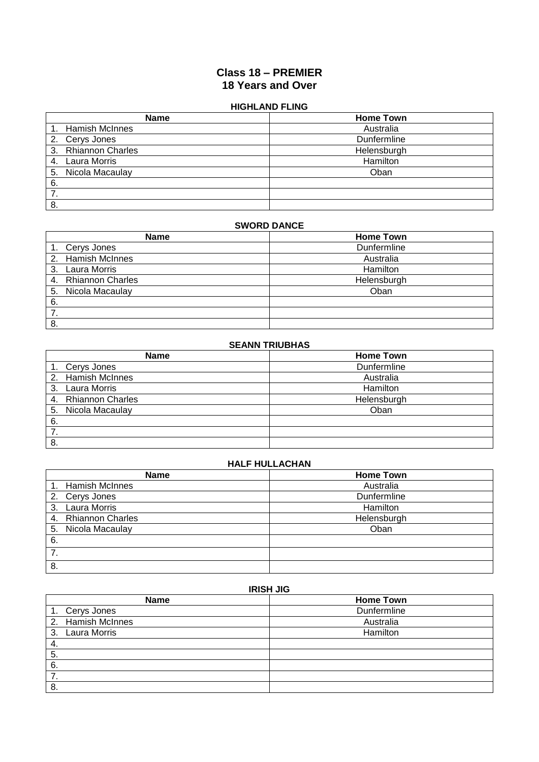# Class 18 – PREMIER
## 18 Years and Over

**HIGHLAND FLING**

| Name | Home Town |
|---|---|
| 1. Hamish McInnes | Australia |
| 2. Cerys Jones | Dunfermline |
| 3. Rhiannon Charles | Helensburgh |
| 4. Laura Morris | Hamilton |
| 5. Nicola Macaulay | Oban |
| 6. | |
| 7. | |
| 8. | |

**SWORD DANCE**

| Name | Home Town |
|---|---|
| 1. Cerys Jones | Dunfermline |
| 2. Hamish McInnes | Australia |
| 3. Laura Morris | Hamilton |
| 4. Rhiannon Charles | Helensburgh |
| 5. Nicola Macaulay | Oban |
| 6. | |
| 7. | |
| 8. | |

**SEANN TRIUBHAS**

| Name | Home Town |
|---|---|
| 1. Cerys Jones | Dunfermline |
| 2. Hamish McInnes | Australia |
| 3. Laura Morris | Hamilton |
| 4. Rhiannon Charles | Helensburgh |
| 5. Nicola Macaulay | Oban |
| 6. | |
| 7. | |
| 8. | |

**HALF HULLACHAN**

| Name | Home Town |
|---|---|
| 1. Hamish McInnes | Australia |
| 2. Cerys Jones | Dunfermline |
| 3. Laura Morris | Hamilton |
| 4. Rhiannon Charles | Helensburgh |
| 5. Nicola Macaulay | Oban |
| 6. | |
| 7. | |
| 8. | |

**IRISH JIG**

| Name | Home Town |
|---|---|
| 1. Cerys Jones | Dunfermline |
| 2. Hamish McInnes | Australia |
| 3. Laura Morris | Hamilton |
| 4. | |
| 5. | |
| 6. | |
| 7. | |
| 8. | |